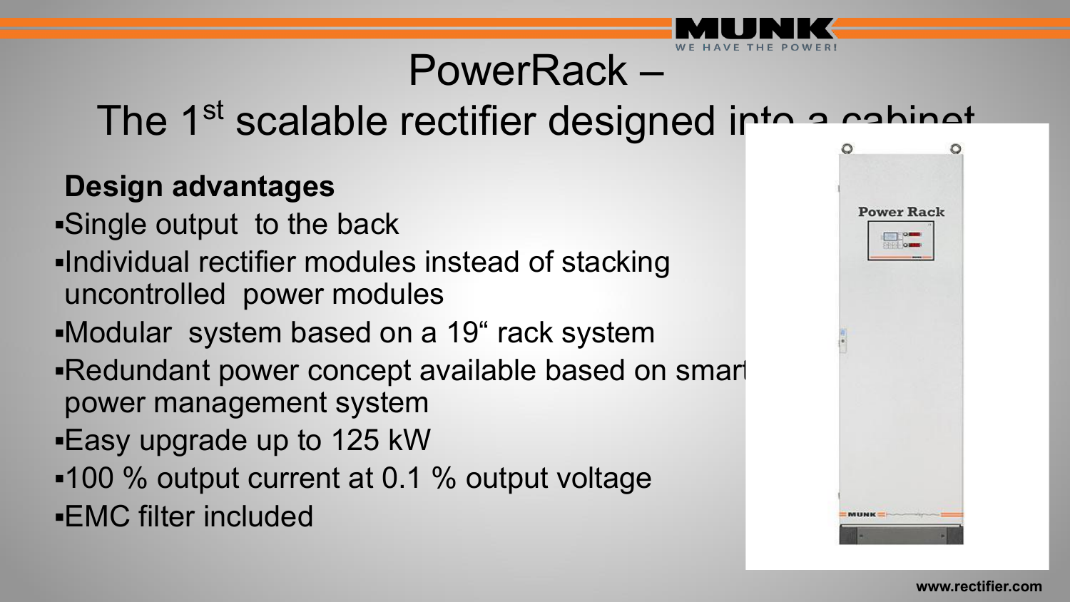# PowerRack – The 1st scalable rectifier designed into a cabinet

**Design advantages**

- Single output to the back
- Individual rectifier modules instead of stacking uncontrolled power modules
- Modular system based on a 19" rack system
- Redundant power concept available based on smart power management system
- Easy upgrade up to 125 kW
- 100 % output current at 0.1 % output voltage
- EMC filter included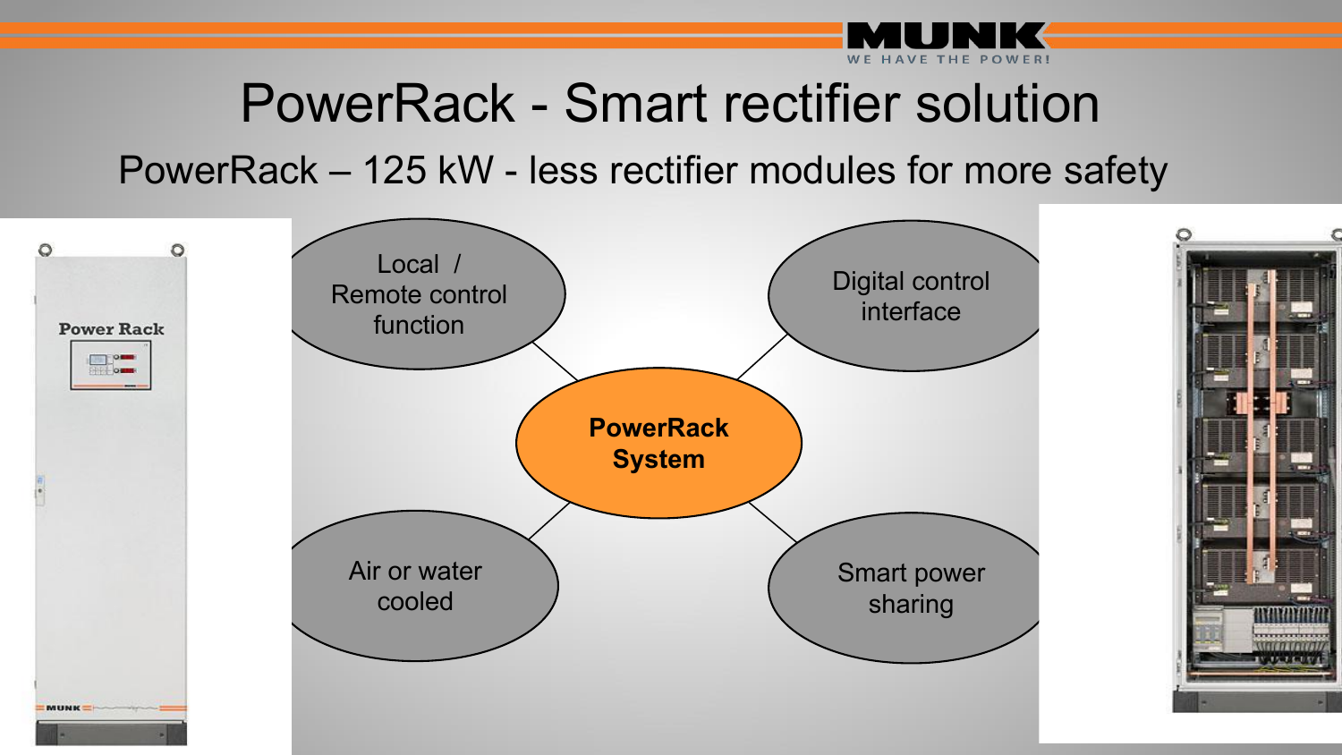# PowerRack - Smart rectifier solution

## PowerRack – 125 kW - less rectifier modules for more safety

- **PowerRack System**
  - Local / Remote control function
  - Digital control interface
  - Air or water cooled
  - Smart power sharing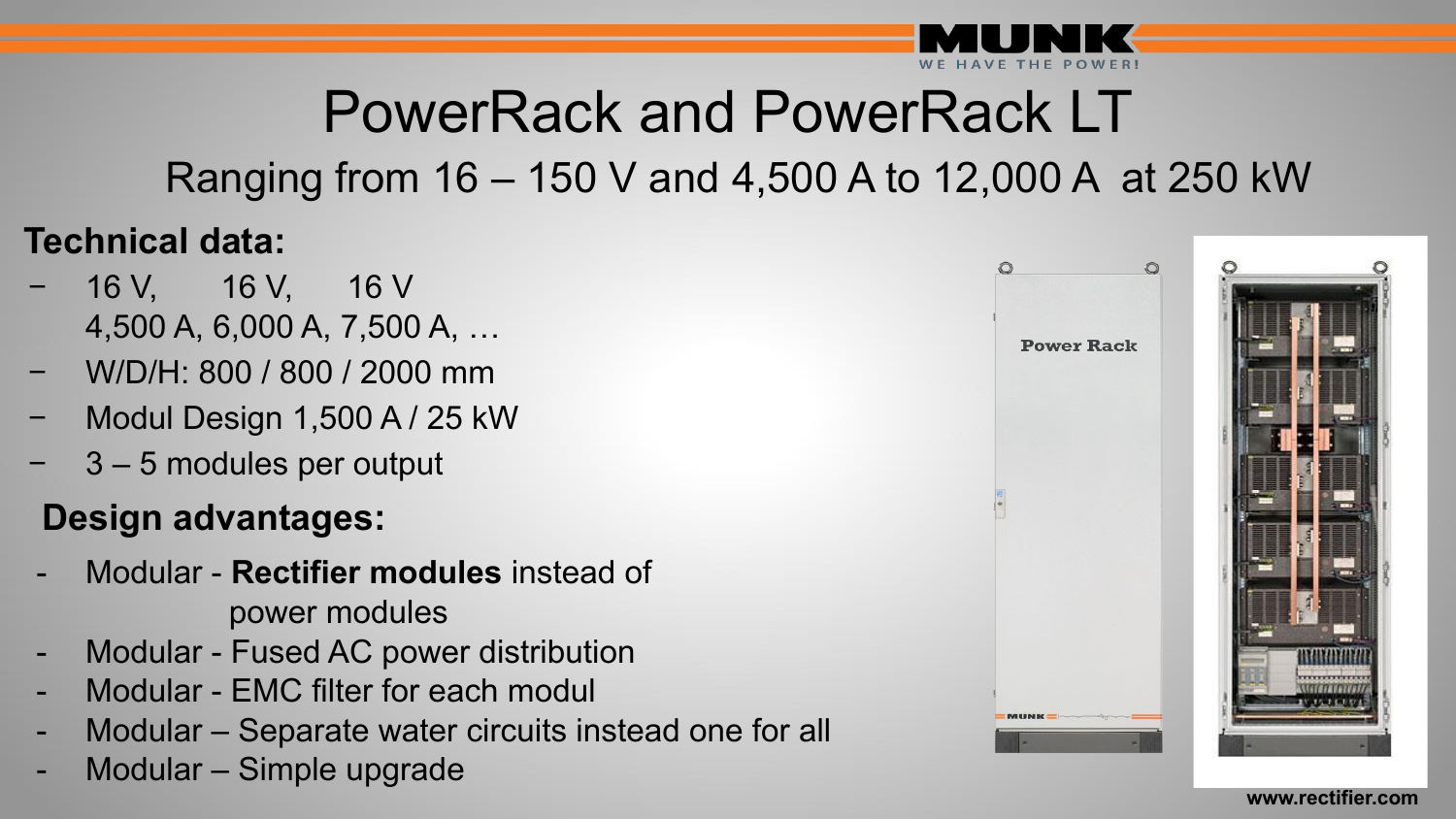# PowerRack and PowerRack LT

## Ranging from 16 – 150 V and 4,500 A to 12,000 A at 250 kW

**Technical data:**

- 16 V, 16 V, 16 V
  4,500 A, 6,000 A, 7,500 A, …
- W/D/H: 800 / 800 / 2000 mm
- Modul Design 1,500 A / 25 kW
- 3 – 5 modules per output

**Design advantages:**

- Modular - **Rectifier modules** instead of power modules
- Modular - Fused AC power distribution
- Modular - EMC filter for each modul
- Modular – Separate water circuits instead one for all
- Modular – Simple upgrade

www.rectifier.com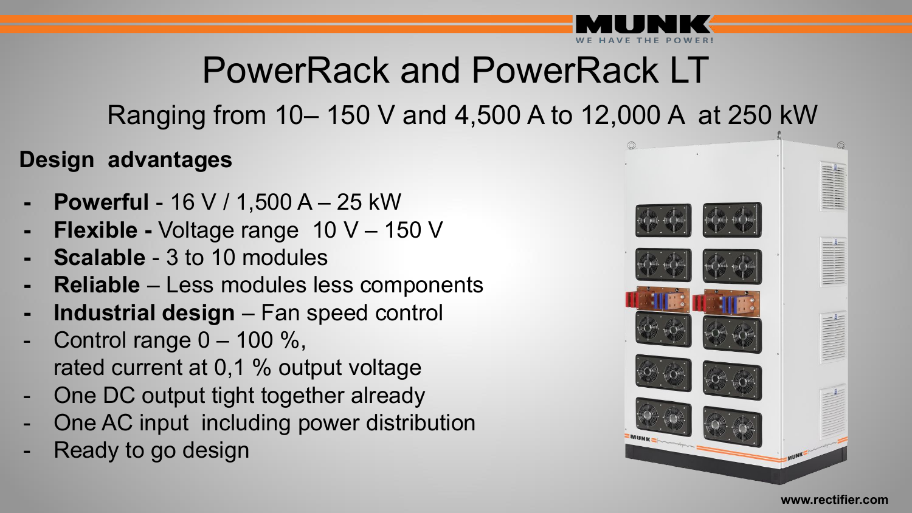# PowerRack and PowerRack LT

Ranging from 10– 150 V and 4,500 A to 12,000 A at 250 kW

**Design advantages**

- **Powerful** - 16 V / 1,500 A – 25 kW
- **Flexible -** Voltage range 10 V – 150 V
- **Scalable** - 3 to 10 modules
- **Reliable** – Less modules less components
- **Industrial design** – Fan speed control
- Control range 0 – 100 %,
  rated current at 0,1 % output voltage
- One DC output tight together already
- One AC input including power distribution
- Ready to go design